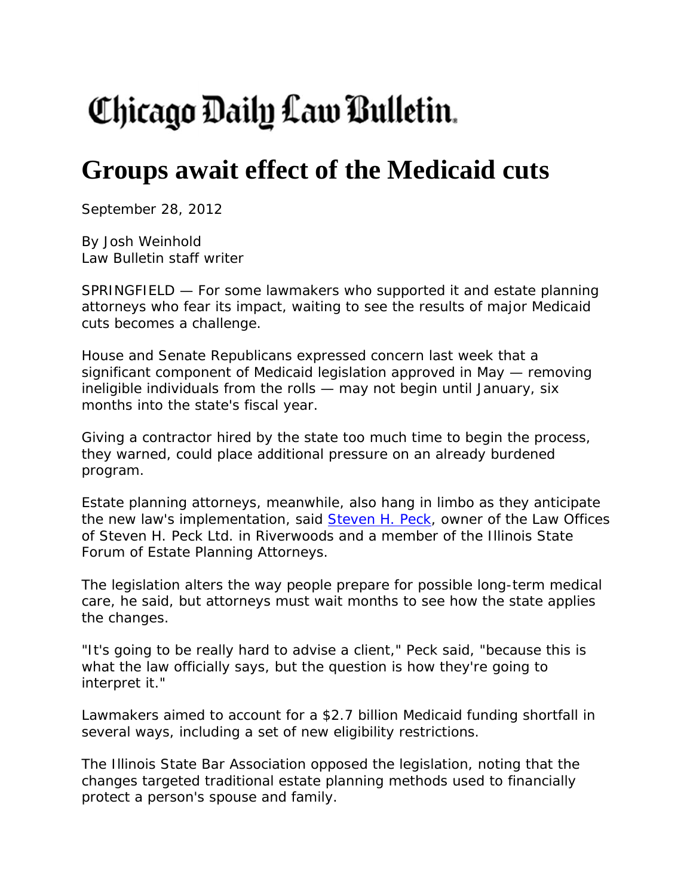# Chicago Daily Law Bulletin

## Groups await effect of the Medicaid cuts

September 28, 2012

By Josh Weinhold
Law Bulletin staff writer

SPRINGFIELD — For some lawmakers who supported it and estate planning attorneys who fear its impact, waiting to see the results of major Medicaid cuts becomes a challenge.

House and Senate Republicans expressed concern last week that a significant component of Medicaid legislation approved in May — removing ineligible individuals from the rolls — may not begin until January, six months into the state's fiscal year.

Giving a contractor hired by the state too much time to begin the process, they warned, could place additional pressure on an already burdened program.

Estate planning attorneys, meanwhile, also hang in limbo as they anticipate the new law's implementation, said Steven H. Peck, owner of the Law Offices of Steven H. Peck Ltd. in Riverwoods and a member of the Illinois State Forum of Estate Planning Attorneys.

The legislation alters the way people prepare for possible long-term medical care, he said, but attorneys must wait months to see how the state applies the changes.

"It's going to be really hard to advise a client," Peck said, "because this is what the law officially says, but the question is how they're going to interpret it."

Lawmakers aimed to account for a $2.7 billion Medicaid funding shortfall in several ways, including a set of new eligibility restrictions.

The Illinois State Bar Association opposed the legislation, noting that the changes targeted traditional estate planning methods used to financially protect a person's spouse and family.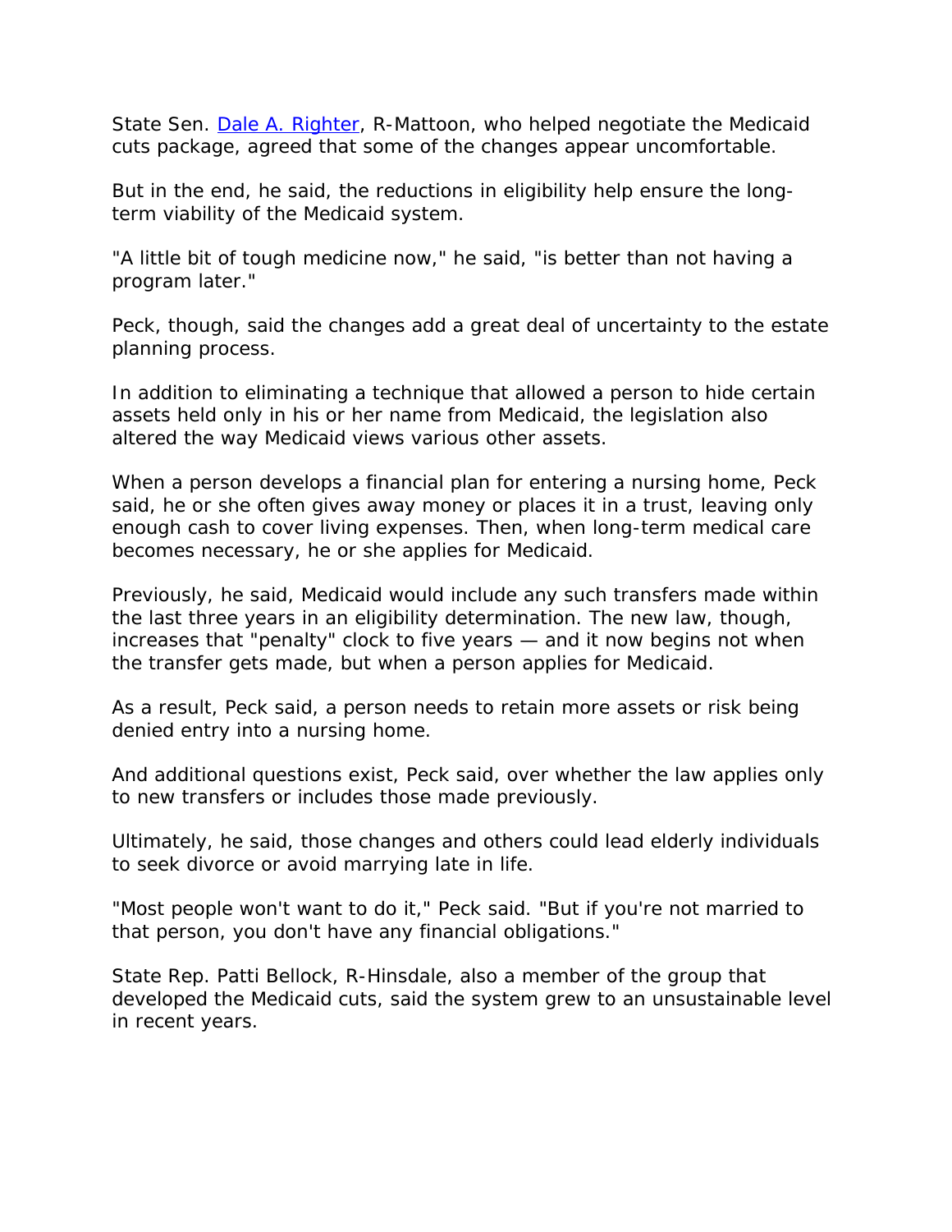State Sen. [Dale A. Righter](), R-Mattoon, who helped negotiate the Medicaid cuts package, agreed that some of the changes appear uncomfortable.

But in the end, he said, the reductions in eligibility help ensure the long-term viability of the Medicaid system.

"A little bit of tough medicine now," he said, "is better than not having a program later."

Peck, though, said the changes add a great deal of uncertainty to the estate planning process.

In addition to eliminating a technique that allowed a person to hide certain assets held only in his or her name from Medicaid, the legislation also altered the way Medicaid views various other assets.

When a person develops a financial plan for entering a nursing home, Peck said, he or she often gives away money or places it in a trust, leaving only enough cash to cover living expenses. Then, when long-term medical care becomes necessary, he or she applies for Medicaid.

Previously, he said, Medicaid would include any such transfers made within the last three years in an eligibility determination. The new law, though, increases that "penalty" clock to five years — and it now begins not when the transfer gets made, but when a person applies for Medicaid.

As a result, Peck said, a person needs to retain more assets or risk being denied entry into a nursing home.

And additional questions exist, Peck said, over whether the law applies only to new transfers or includes those made previously.

Ultimately, he said, those changes and others could lead elderly individuals to seek divorce or avoid marrying late in life.

"Most people won't want to do it," Peck said. "But if you're not married to that person, you don't have any financial obligations."

State Rep. Patti Bellock, R-Hinsdale, also a member of the group that developed the Medicaid cuts, said the system grew to an unsustainable level in recent years.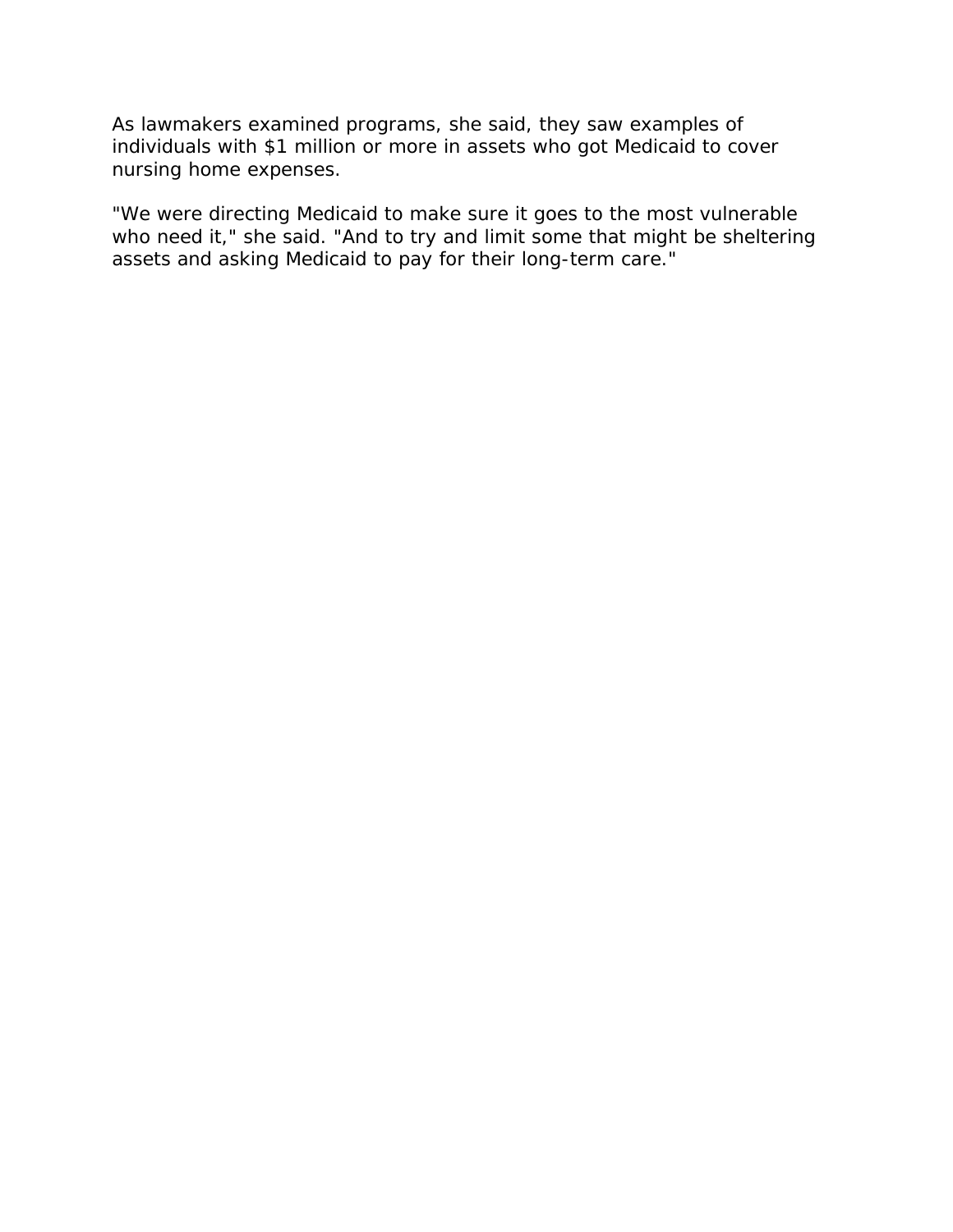As lawmakers examined programs, she said, they saw examples of individuals with $1 million or more in assets who got Medicaid to cover nursing home expenses.

"We were directing Medicaid to make sure it goes to the most vulnerable who need it," she said. "And to try and limit some that might be sheltering assets and asking Medicaid to pay for their long-term care."